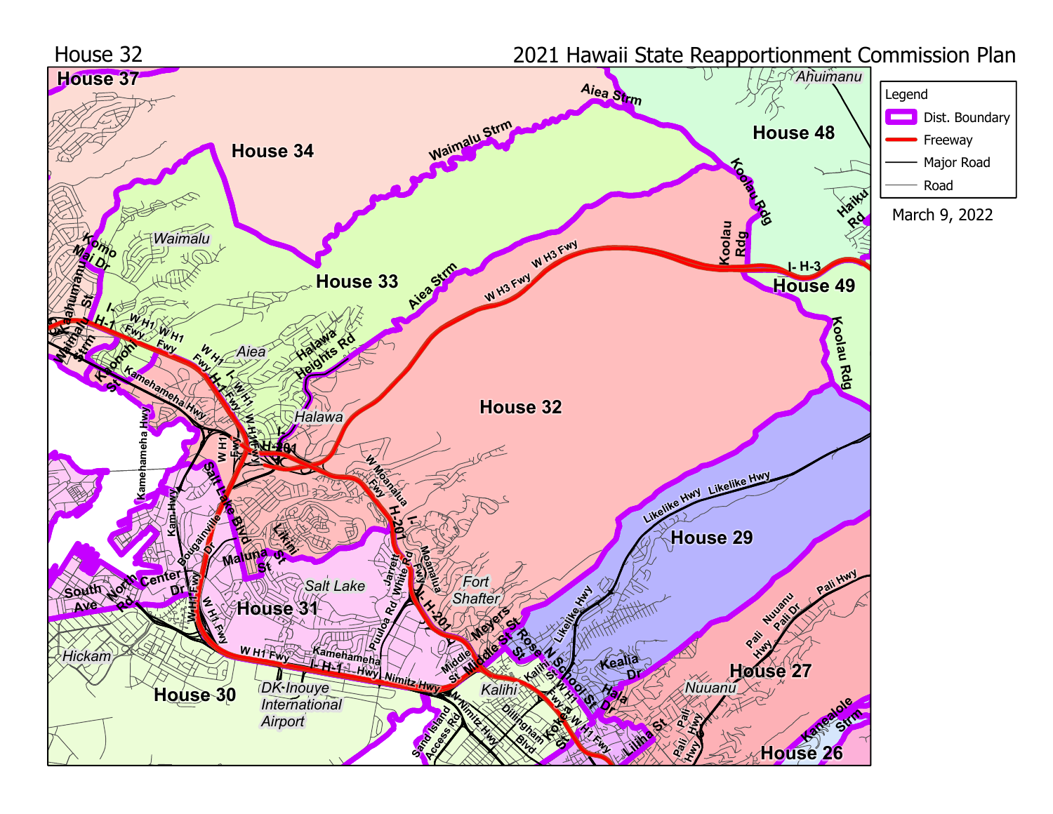House 32

# 2021 Hawaii State Reapportionment Commission Plan

Legend

- Dist. Boundary
- Freeway
- Major Road
- Road

March 9, 2022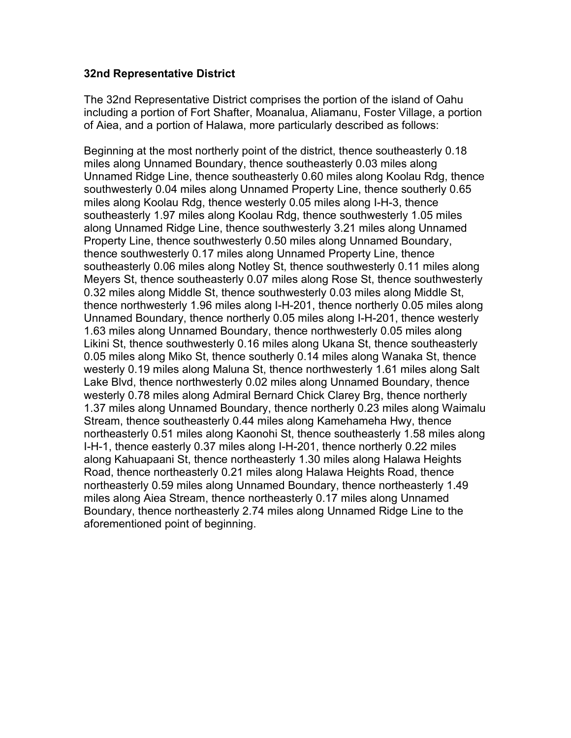**32nd Representative District**

The 32nd Representative District comprises the portion of the island of Oahu including a portion of Fort Shafter, Moanalua, Aliamanu, Foster Village, a portion of Aiea, and a portion of Halawa, more particularly described as follows:

Beginning at the most northerly point of the district, thence southeasterly 0.18 miles along Unnamed Boundary, thence southeasterly 0.03 miles along Unnamed Ridge Line, thence southeasterly 0.60 miles along Koolau Rdg, thence southwesterly 0.04 miles along Unnamed Property Line, thence southerly 0.65 miles along Koolau Rdg, thence westerly 0.05 miles along I-H-3, thence southeasterly 1.97 miles along Koolau Rdg, thence southwesterly 1.05 miles along Unnamed Ridge Line, thence southwesterly 3.21 miles along Unnamed Property Line, thence southwesterly 0.50 miles along Unnamed Boundary, thence southwesterly 0.17 miles along Unnamed Property Line, thence southeasterly 0.06 miles along Notley St, thence southwesterly 0.11 miles along Meyers St, thence southeasterly 0.07 miles along Rose St, thence southwesterly 0.32 miles along Middle St, thence southwesterly 0.03 miles along Middle St, thence northwesterly 1.96 miles along I-H-201, thence northerly 0.05 miles along Unnamed Boundary, thence northerly 0.05 miles along I-H-201, thence westerly 1.63 miles along Unnamed Boundary, thence northwesterly 0.05 miles along Likini St, thence southwesterly 0.16 miles along Ukana St, thence southeasterly 0.05 miles along Miko St, thence southerly 0.14 miles along Wanaka St, thence westerly 0.19 miles along Maluna St, thence northwesterly 1.61 miles along Salt Lake Blvd, thence northwesterly 0.02 miles along Unnamed Boundary, thence westerly 0.78 miles along Admiral Bernard Chick Clarey Brg, thence northerly 1.37 miles along Unnamed Boundary, thence northerly 0.23 miles along Waimalu Stream, thence southeasterly 0.44 miles along Kamehameha Hwy, thence northeasterly 0.51 miles along Kaonohi St, thence southeasterly 1.58 miles along I-H-1, thence easterly 0.37 miles along I-H-201, thence northerly 0.22 miles along Kahuapaani St, thence northeasterly 1.30 miles along Halawa Heights Road, thence northeasterly 0.21 miles along Halawa Heights Road, thence northeasterly 0.59 miles along Unnamed Boundary, thence northeasterly 1.49 miles along Aiea Stream, thence northeasterly 0.17 miles along Unnamed Boundary, thence northeasterly 2.74 miles along Unnamed Ridge Line to the aforementioned point of beginning.